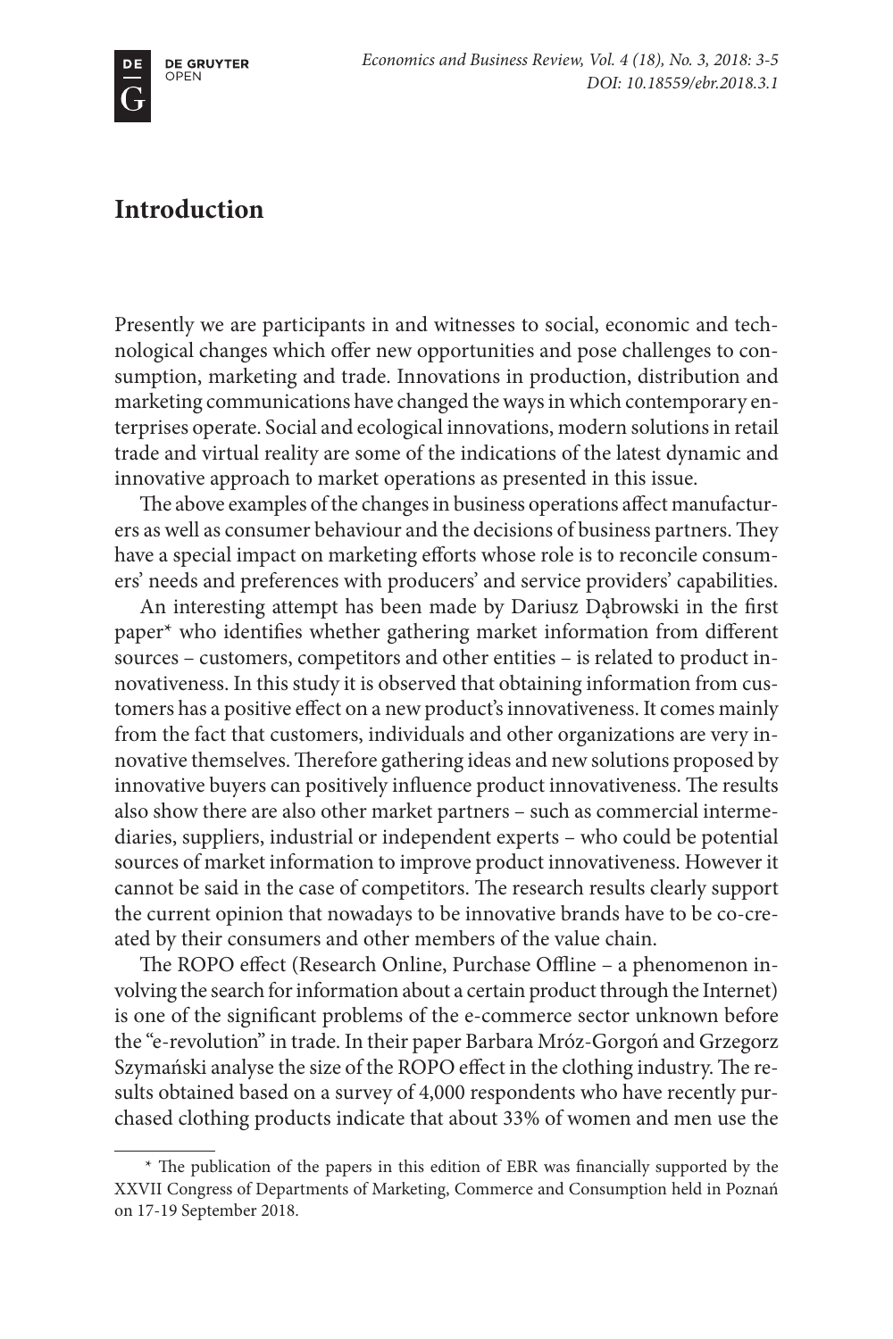# Introduction

Presently we are participants in and witnesses to social, economic and technological changes which offer new opportunities and pose challenges to consumption, marketing and trade. Innovations in production, distribution and marketing communications have changed the ways in which contemporary enterprises operate. Social and ecological innovations, modern solutions in retail trade and virtual reality are some of the indications of the latest dynamic and innovative approach to market operations as presented in this issue.

The above examples of the changes in business operations affect manufacturers as well as consumer behaviour and the decisions of business partners. They have a special impact on marketing efforts whose role is to reconcile consumers' needs and preferences with producers' and service providers' capabilities.

An interesting attempt has been made by Dariusz Dąbrowski in the first paper* who identifies whether gathering market information from different sources – customers, competitors and other entities – is related to product innovativeness. In this study it is observed that obtaining information from customers has a positive effect on a new product's innovativeness. It comes mainly from the fact that customers, individuals and other organizations are very innovative themselves. Therefore gathering ideas and new solutions proposed by innovative buyers can positively influence product innovativeness. The results also show there are also other market partners – such as commercial intermediaries, suppliers, industrial or independent experts – who could be potential sources of market information to improve product innovativeness. However it cannot be said in the case of competitors. The research results clearly support the current opinion that nowadays to be innovative brands have to be co-created by their consumers and other members of the value chain.

The ROPO effect (Research Online, Purchase Offline – a phenomenon involving the search for information about a certain product through the Internet) is one of the significant problems of the e-commerce sector unknown before the "e-revolution" in trade. In their paper Barbara Mróz-Gorgoń and Grzegorz Szymański analyse the size of the ROPO effect in the clothing industry. The results obtained based on a survey of 4,000 respondents who have recently purchased clothing products indicate that about 33% of women and men use the

---

\* The publication of the papers in this edition of EBR was financially supported by the XXVII Congress of Departments of Marketing, Commerce and Consumption held in Poznań on 17-19 September 2018.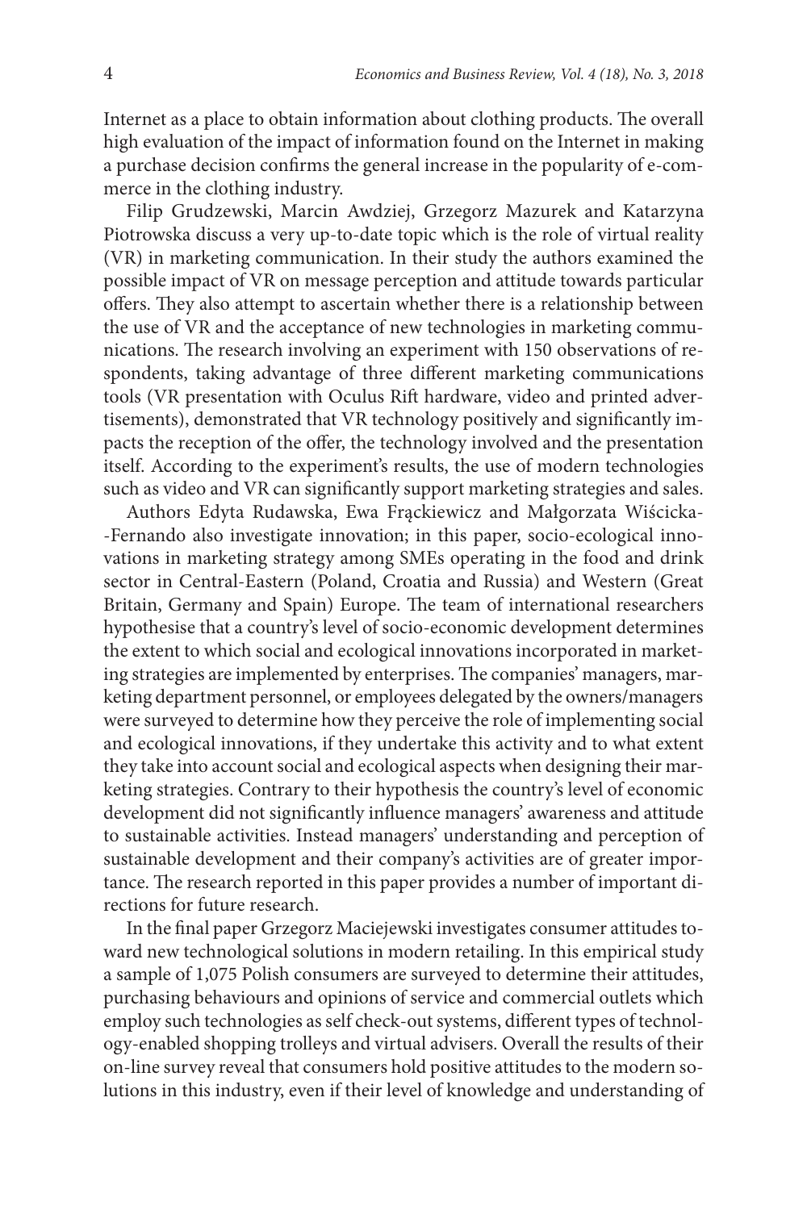Internet as a place to obtain information about clothing products. The overall high evaluation of the impact of information found on the Internet in making a purchase decision confirms the general increase in the popularity of e-commerce in the clothing industry.

Filip Grudzewski, Marcin Awdziej, Grzegorz Mazurek and Katarzyna Piotrowska discuss a very up-to-date topic which is the role of virtual reality (VR) in marketing communication. In their study the authors examined the possible impact of VR on message perception and attitude towards particular offers. They also attempt to ascertain whether there is a relationship between the use of VR and the acceptance of new technologies in marketing communications. The research involving an experiment with 150 observations of respondents, taking advantage of three different marketing communications tools (VR presentation with Oculus Rift hardware, video and printed advertisements), demonstrated that VR technology positively and significantly impacts the reception of the offer, the technology involved and the presentation itself. According to the experiment's results, the use of modern technologies such as video and VR can significantly support marketing strategies and sales.

Authors Edyta Rudawska, Ewa Frąckiewicz and Małgorzata Wiścicka-Fernando also investigate innovation; in this paper, socio-ecological innovations in marketing strategy among SMEs operating in the food and drink sector in Central-Eastern (Poland, Croatia and Russia) and Western (Great Britain, Germany and Spain) Europe. The team of international researchers hypothesise that a country's level of socio-economic development determines the extent to which social and ecological innovations incorporated in marketing strategies are implemented by enterprises. The companies' managers, marketing department personnel, or employees delegated by the owners/managers were surveyed to determine how they perceive the role of implementing social and ecological innovations, if they undertake this activity and to what extent they take into account social and ecological aspects when designing their marketing strategies. Contrary to their hypothesis the country's level of economic development did not significantly influence managers' awareness and attitude to sustainable activities. Instead managers' understanding and perception of sustainable development and their company's activities are of greater importance. The research reported in this paper provides a number of important directions for future research.

In the final paper Grzegorz Maciejewski investigates consumer attitudes toward new technological solutions in modern retailing. In this empirical study a sample of 1,075 Polish consumers are surveyed to determine their attitudes, purchasing behaviours and opinions of service and commercial outlets which employ such technologies as self check-out systems, different types of technology-enabled shopping trolleys and virtual advisers. Overall the results of their on-line survey reveal that consumers hold positive attitudes to the modern solutions in this industry, even if their level of knowledge and understanding of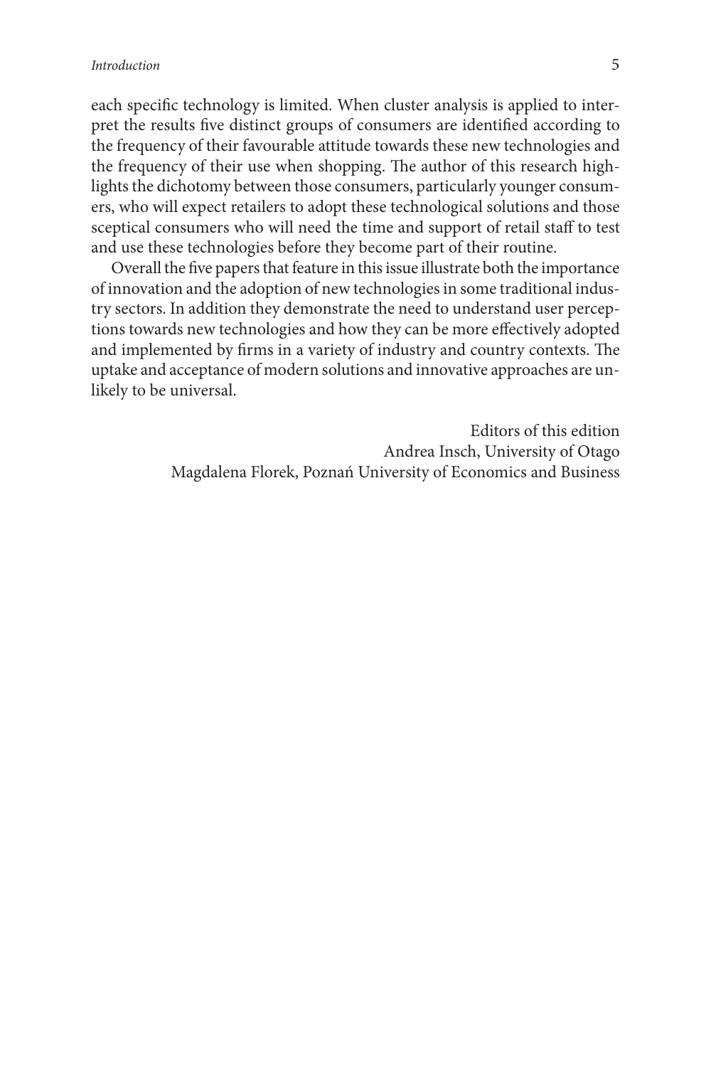each specific technology is limited. When cluster analysis is applied to interpret the results five distinct groups of consumers are identified according to the frequency of their favourable attitude towards these new technologies and the frequency of their use when shopping. The author of this research highlights the dichotomy between those consumers, particularly younger consumers, who will expect retailers to adopt these technological solutions and those sceptical consumers who will need the time and support of retail staff to test and use these technologies before they become part of their routine.

Overall the five papers that feature in this issue illustrate both the importance of innovation and the adoption of new technologies in some traditional industry sectors. In addition they demonstrate the need to understand user perceptions towards new technologies and how they can be more effectively adopted and implemented by firms in a variety of industry and country contexts. The uptake and acceptance of modern solutions and innovative approaches are unlikely to be universal.

Editors of this edition
Andrea Insch, University of Otago
Magdalena Florek, Poznań University of Economics and Business